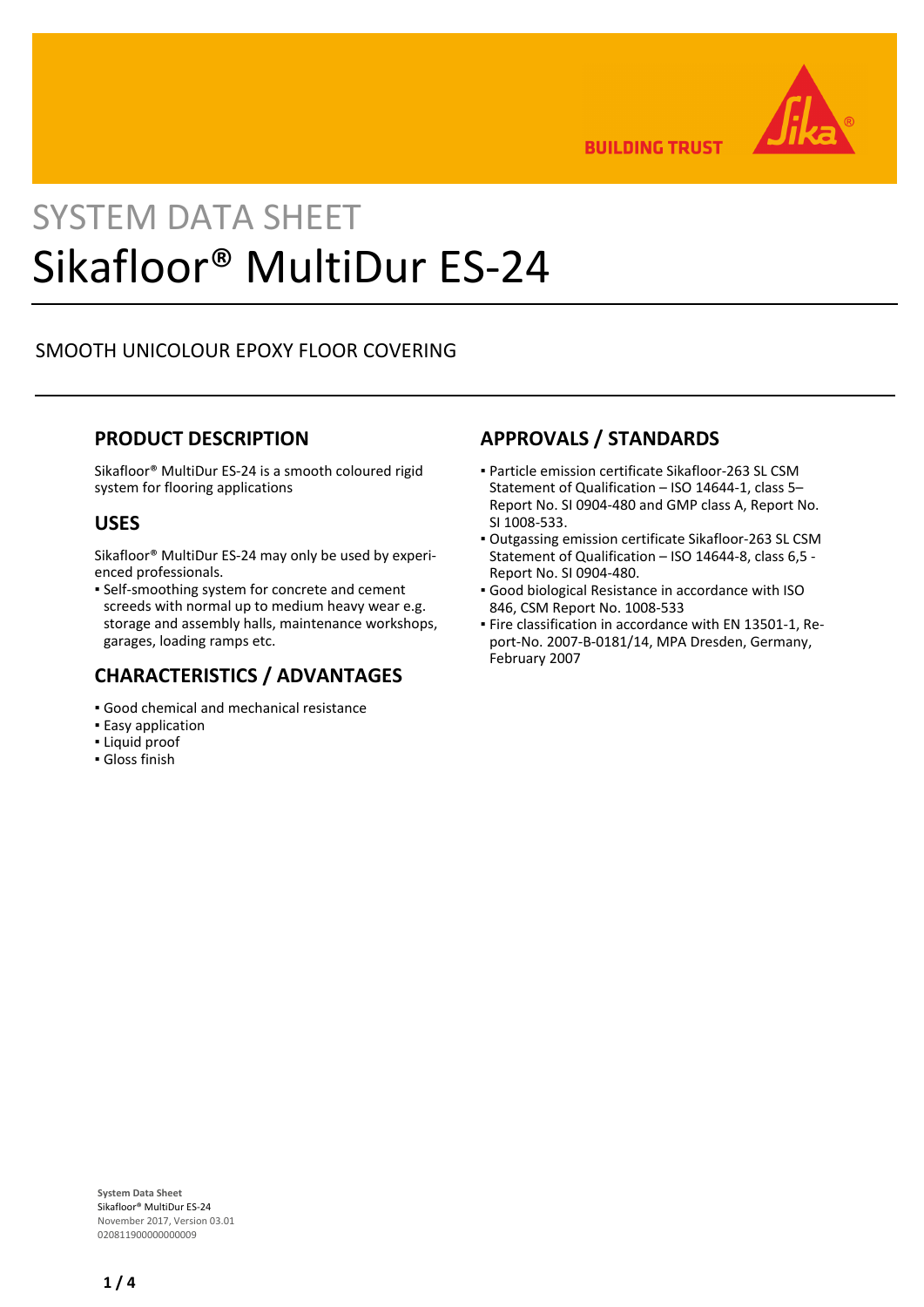SYSTEM DATA SHEET

# Sikafloor® MultiDur ES-24

SMOOTH UNICOLOUR EPOXY FLOOR COVERING

## PRODUCT DESCRIPTION

Sikafloor® MultiDur ES-24 is a smooth coloured rigid system for flooring applications

## USES

Sikafloor® MultiDur ES-24 may only be used by experienced professionals.

- Self-smoothing system for concrete and cement screeds with normal up to medium heavy wear e.g. storage and assembly halls, maintenance workshops, garages, loading ramps etc.

## CHARACTERISTICS / ADVANTAGES

- Good chemical and mechanical resistance
- Easy application
- Liquid proof
- Gloss finish

## APPROVALS / STANDARDS

- Particle emission certificate Sikafloor-263 SL CSM Statement of Qualification – ISO 14644-1, class 5– Report No. SI 0904-480 and GMP class A, Report No. SI 1008-533.
- Outgassing emission certificate Sikafloor-263 SL CSM Statement of Qualification – ISO 14644-8, class 6,5 - Report No. SI 0904-480.
- Good biological Resistance in accordance with ISO 846, CSM Report No. 1008-533
- Fire classification in accordance with EN 13501-1, Report-No. 2007-B-0181/14, MPA Dresden, Germany, February 2007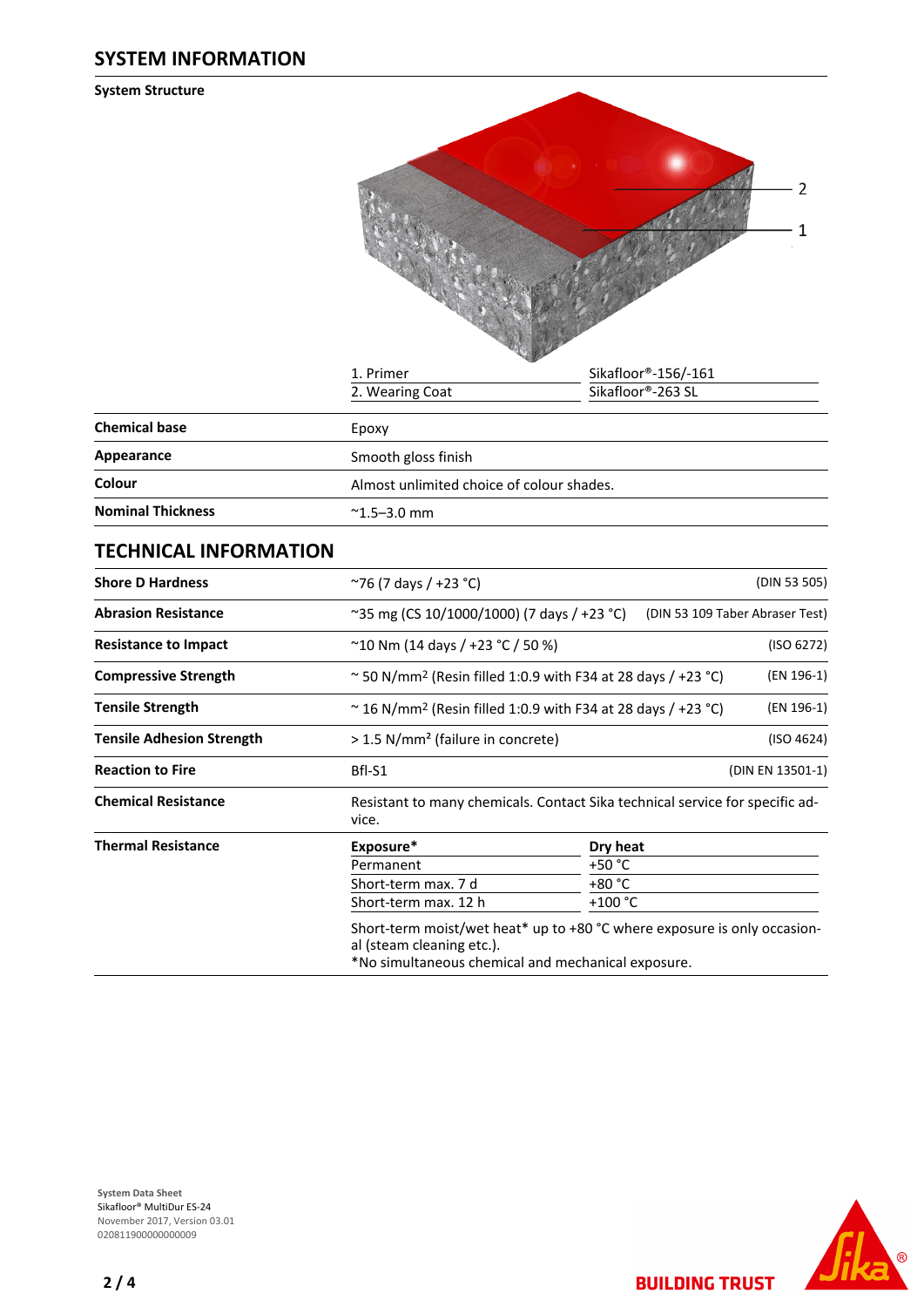## SYSTEM INFORMATION

### System Structure

| | |
|---|---|
| 1. Primer | Sikafloor®-156/-161 |
| 2. Wearing Coat | Sikafloor®-263 SL |

| | |
|---|---|
| **Chemical base** | Epoxy |
| **Appearance** | Smooth gloss finish |
| **Colour** | Almost unlimited choice of colour shades. |
| **Nominal Thickness** | ~1.5–3.0 mm |

## TECHNICAL INFORMATION

| | | |
|---|---|---|
| **Shore D Hardness** | ~76 (7 days / +23 °C) | (DIN 53 505) |
| **Abrasion Resistance** | ~35 mg (CS 10/1000/1000) (7 days / +23 °C) | (DIN 53 109 Taber Abraser Test) |
| **Resistance to Impact** | ~10 Nm (14 days / +23 °C / 50 %) | (ISO 6272) |
| **Compressive Strength** | ~ 50 N/mm² (Resin filled 1:0.9 with F34 at 28 days / +23 °C) | (EN 196-1) |
| **Tensile Strength** | ~ 16 N/mm² (Resin filled 1:0.9 with F34 at 28 days / +23 °C) | (EN 196-1) |
| **Tensile Adhesion Strength** | > 1.5 N/mm² (failure in concrete) | (ISO 4624) |
| **Reaction to Fire** | Bfl-S1 | (DIN EN 13501-1) |
| **Chemical Resistance** | Resistant to many chemicals. Contact Sika technical service for specific advice. | |

**Thermal Resistance**

| Exposure* | Dry heat |
|---|---|
| Permanent | +50 °C |
| Short-term max. 7 d | +80 °C |
| Short-term max. 12 h | +100 °C |

Short-term moist/wet heat* up to +80 °C where exposure is only occasional (steam cleaning etc.).
*No simultaneous chemical and mechanical exposure.

System Data Sheet
Sikafloor® MultiDur ES-24
November 2017, Version 03.01
020811900000000009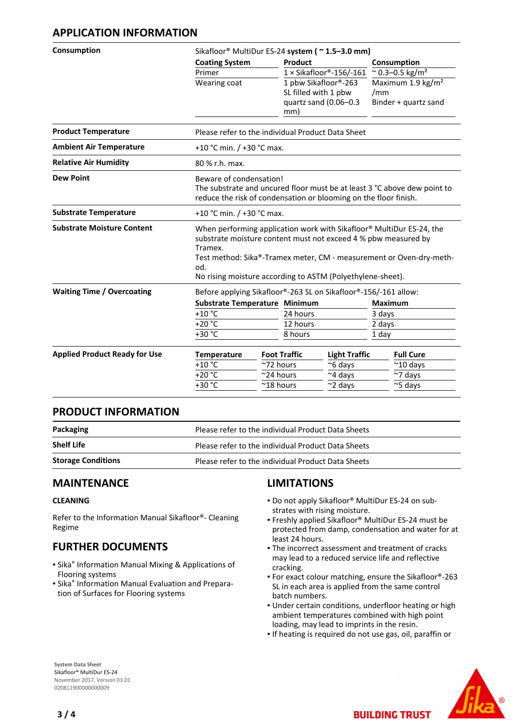## APPLICATION INFORMATION

**Consumption**

Sikafloor® MultiDur ES-24 **system ( ~ 1.5–3.0 mm)**

| Coating System | Product | Consumption |
|---|---|---|
| Primer | 1 × Sikafloor®-156/-161 | ~ 0.3–0.5 kg/m² |
| Wearing coat | 1 pbw Sikafloor®-263 SL filled with 1 pbw quartz sand (0.06–0.3 mm) | Maximum 1.9 kg/m²/mm Binder + quartz sand |

**Product Temperature**

Please refer to the individual Product Data Sheet

**Ambient Air Temperature**

+10 °C min. / +30 °C max.

**Relative Air Humidity**

80 % r.h. max.

**Dew Point**

Beware of condensation!
The substrate and uncured floor must be at least 3 °C above dew point to reduce the risk of condensation or blooming on the floor finish.

**Substrate Temperature**

+10 °C min. / +30 °C max.

**Substrate Moisture Content**

When performing application work with Sikafloor® MultiDur ES-24, the substrate moisture content must not exceed 4 % pbw measured by Tramex.
Test method: Sika®-Tramex meter, CM - measurement or Oven-dry-method.
No rising moisture according to ASTM (Polyethylene-sheet).

**Waiting Time / Overcoating**

Before applying Sikafloor®-263 SL on Sikafloor®-156/-161 allow:

| Substrate Temperature | Minimum | Maximum |
|---|---|---|
| +10 °C | 24 hours | 3 days |
| +20 °C | 12 hours | 2 days |
| +30 °C | 8 hours | 1 day |

**Applied Product Ready for Use**

| Temperature | Foot Traffic | Light Traffic | Full Cure |
|---|---|---|---|
| +10 °C | ~72 hours | ~6 days | ~10 days |
| +20 °C | ~24 hours | ~4 days | ~7 days |
| +30 °C | ~18 hours | ~2 days | ~5 days |

## PRODUCT INFORMATION

| | |
|---|---|
| **Packaging** | Please refer to the individual Product Data Sheets |
| **Shelf Life** | Please refer to the individual Product Data Sheets |
| **Storage Conditions** | Please refer to the individual Product Data Sheets |

## MAINTENANCE

### CLEANING

Refer to the Information Manual Sikafloor®- Cleaning Regime

## FURTHER DOCUMENTS

- Sika® Information Manual Mixing & Applications of Flooring systems
- Sika® Information Manual Evaluation and Preparation of Surfaces for Flooring systems

## LIMITATIONS

- Do not apply Sikafloor® MultiDur ES-24 on substrates with rising moisture.
- Freshly applied Sikafloor® MultiDur ES-24 must be protected from damp, condensation and water for at least 24 hours.
- The incorrect assessment and treatment of cracks may lead to a reduced service life and reflective cracking.
- For exact colour matching, ensure the Sikafloor®-263 SL in each area is applied from the same control batch numbers.
- Under certain conditions, underfloor heating or high ambient temperatures combined with high point loading, may lead to imprints in the resin.
- If heating is required do not use gas, oil, paraffin or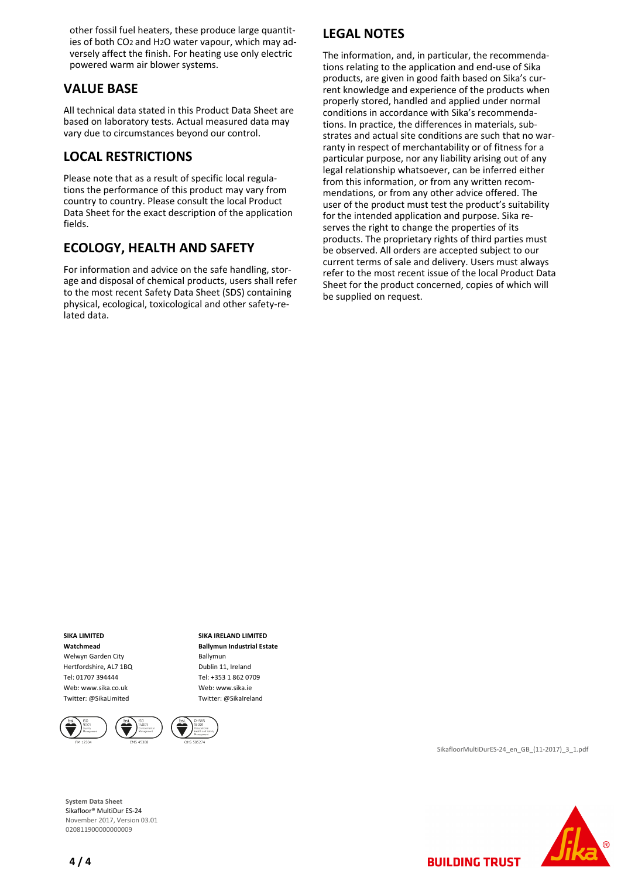other fossil fuel heaters, these produce large quantities of both $CO_2$ and $H_2O$ water vapour, which may adversely affect the finish. For heating use only electric powered warm air blower systems.

## VALUE BASE

All technical data stated in this Product Data Sheet are based on laboratory tests. Actual measured data may vary due to circumstances beyond our control.

## LOCAL RESTRICTIONS

Please note that as a result of specific local regulations the performance of this product may vary from country to country. Please consult the local Product Data Sheet for the exact description of the application fields.

## ECOLOGY, HEALTH AND SAFETY

For information and advice on the safe handling, storage and disposal of chemical products, users shall refer to the most recent Safety Data Sheet (SDS) containing physical, ecological, toxicological and other safety-related data.

## LEGAL NOTES

The information, and, in particular, the recommendations relating to the application and end-use of Sika products, are given in good faith based on Sika's current knowledge and experience of the products when properly stored, handled and applied under normal conditions in accordance with Sika's recommendations. In practice, the differences in materials, substrates and actual site conditions are such that no warranty in respect of merchantability or of fitness for a particular purpose, nor any liability arising out of any legal relationship whatsoever, can be inferred either from this information, or from any written recommendations, or from any other advice offered. The user of the product must test the product's suitability for the intended application and purpose. Sika reserves the right to change the properties of its products. The proprietary rights of third parties must be observed. All orders are accepted subject to our current terms of sale and delivery. Users must always refer to the most recent issue of the local Product Data Sheet for the product concerned, copies of which will be supplied on request.

**SIKA LIMITED**
**Watchmead**
Welwyn Garden City
Hertfordshire, AL7 1BQ
Tel: 01707 394444
Web: www.sika.co.uk
Twitter: @SikaLimited

**SIKA IRELAND LIMITED**
**Ballymun Industrial Estate**
Ballymun
Dublin 11, Ireland
Tel: +353 1 862 0709
Web: www.sika.ie
Twitter: @SikaIreland

FM 12504 EMS 45308 OHS 585274

SikafloorMultiDurES-24_en_GB_(11-2017)_3_1.pdf

**System Data Sheet**
Sikafloor® MultiDur ES-24
November 2017, Version 03.01
020811900000000009